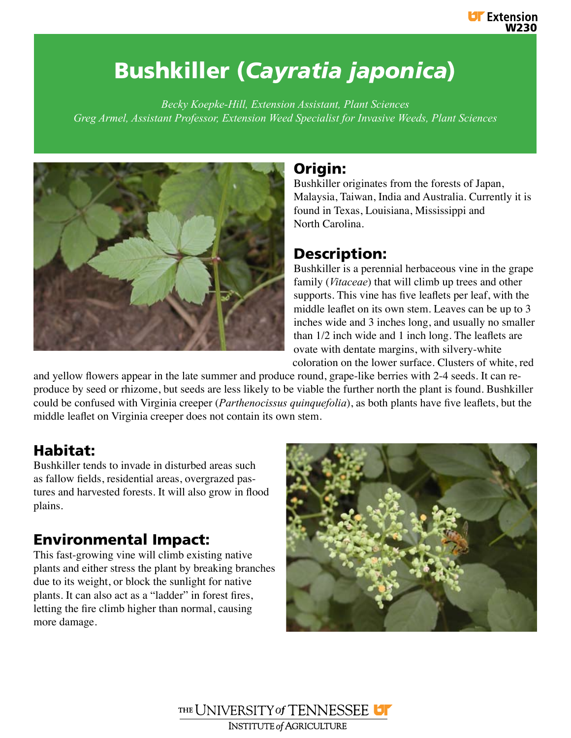# Bushkiller (*Cayratia japonica*)

*Becky Koepke-Hill, Extension Assistant, Plant Sciences*
*Greg Armel, Assistant Professor, Extension Weed Specialist for Invasive Weeds, Plant Sciences*

## Origin:

Bushkiller originates from the forests of Japan, Malaysia, Taiwan, India and Australia. Currently it is found in Texas, Louisiana, Mississippi and North Carolina.

## Description:

Bushkiller is a perennial herbaceous vine in the grape family (*Vitaceae*) that will climb up trees and other supports. This vine has five leaflets per leaf, with the middle leaflet on its own stem. Leaves can be up to 3 inches wide and 3 inches long, and usually no smaller than 1/2 inch wide and 1 inch long. The leaflets are ovate with dentate margins, with silvery-white coloration on the lower surface. Clusters of white, red and yellow flowers appear in the late summer and produce round, grape-like berries with 2-4 seeds. It can reproduce by seed or rhizome, but seeds are less likely to be viable the further north the plant is found. Bushkiller could be confused with Virginia creeper (*Parthenocissus quinquefolia*), as both plants have five leaflets, but the middle leaflet on Virginia creeper does not contain its own stem.

## Habitat:

Bushkiller tends to invade in disturbed areas such as fallow fields, residential areas, overgrazed pastures and harvested forests. It will also grow in flood plains.

## Environmental Impact:

This fast-growing vine will climb existing native plants and either stress the plant by breaking branches due to its weight, or block the sunlight for native plants. It can also act as a "ladder" in forest fires, letting the fire climb higher than normal, causing more damage.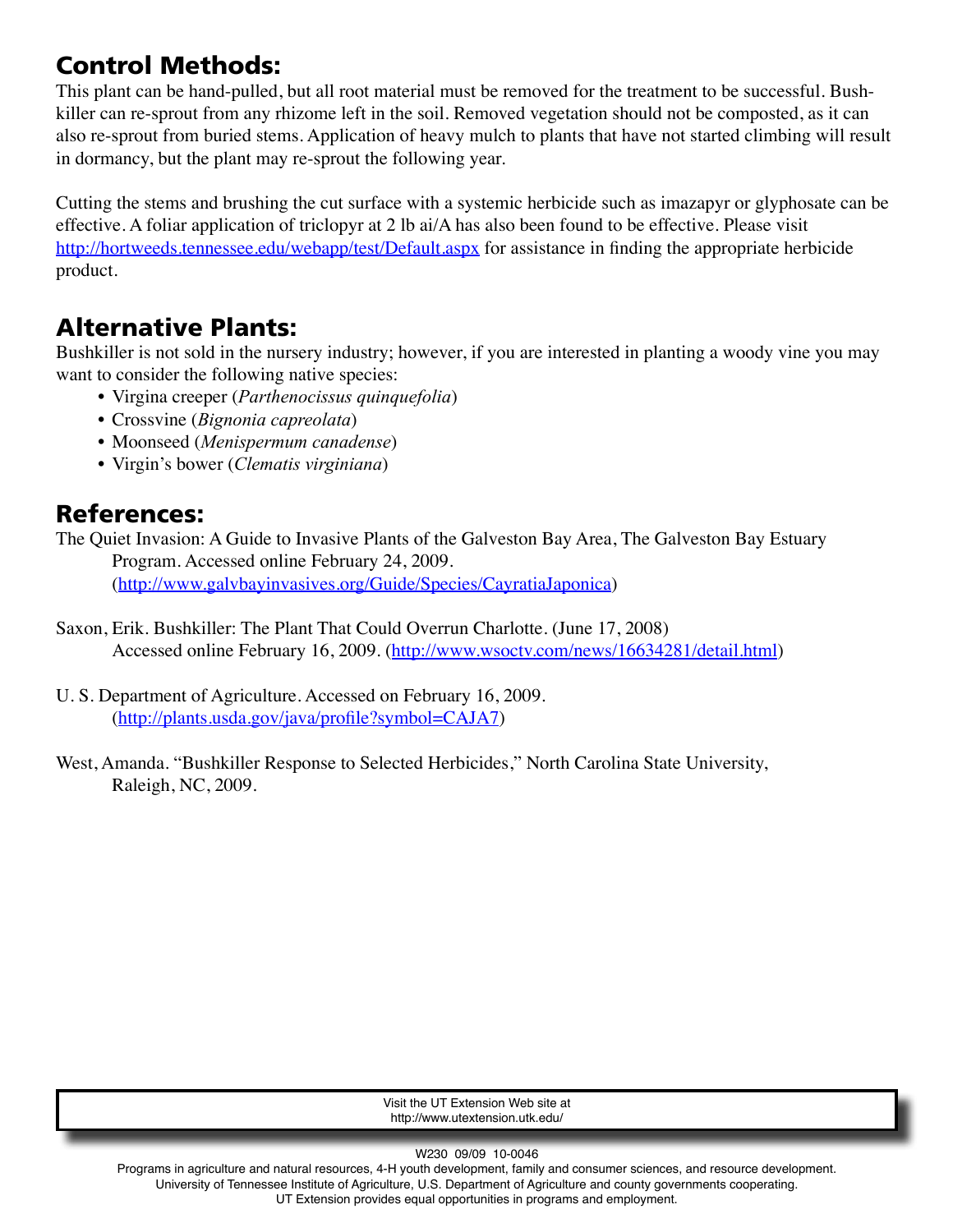## Control Methods:

This plant can be hand-pulled, but all root material must be removed for the treatment to be successful. Bushkiller can re-sprout from any rhizome left in the soil. Removed vegetation should not be composted, as it can also re-sprout from buried stems. Application of heavy mulch to plants that have not started climbing will result in dormancy, but the plant may re-sprout the following year.

Cutting the stems and brushing the cut surface with a systemic herbicide such as imazapyr or glyphosate can be effective. A foliar application of triclopyr at 2 lb ai/A has also been found to be effective. Please visit http://hortweeds.tennessee.edu/webapp/test/Default.aspx for assistance in finding the appropriate herbicide product.

## Alternative Plants:

Bushkiller is not sold in the nursery industry; however, if you are interested in planting a woody vine you may want to consider the following native species:

- Virgina creeper (*Parthenocissus quinquefolia*)
- Crossvine (*Bignonia capreolata*)
- Moonseed (*Menispermum canadense*)
- Virgin's bower (*Clematis virginiana*)

## References:

The Quiet Invasion: A Guide to Invasive Plants of the Galveston Bay Area, The Galveston Bay Estuary Program. Accessed online February 24, 2009. (http://www.galvbayinvasives.org/Guide/Species/CayratiaJaponica)

Saxon, Erik. Bushkiller: The Plant That Could Overrun Charlotte. (June 17, 2008) Accessed online February 16, 2009. (http://www.wsoctv.com/news/16634281/detail.html)

U. S. Department of Agriculture. Accessed on February 16, 2009. (http://plants.usda.gov/java/profile?symbol=CAJA7)

West, Amanda. "Bushkiller Response to Selected Herbicides," North Carolina State University, Raleigh, NC, 2009.

Visit the UT Extension Web site at
http://www.utextension.utk.edu/

W230 09/09 10-0046

Programs in agriculture and natural resources, 4-H youth development, family and consumer sciences, and resource development.
University of Tennessee Institute of Agriculture, U.S. Department of Agriculture and county governments cooperating.
UT Extension provides equal opportunities in programs and employment.